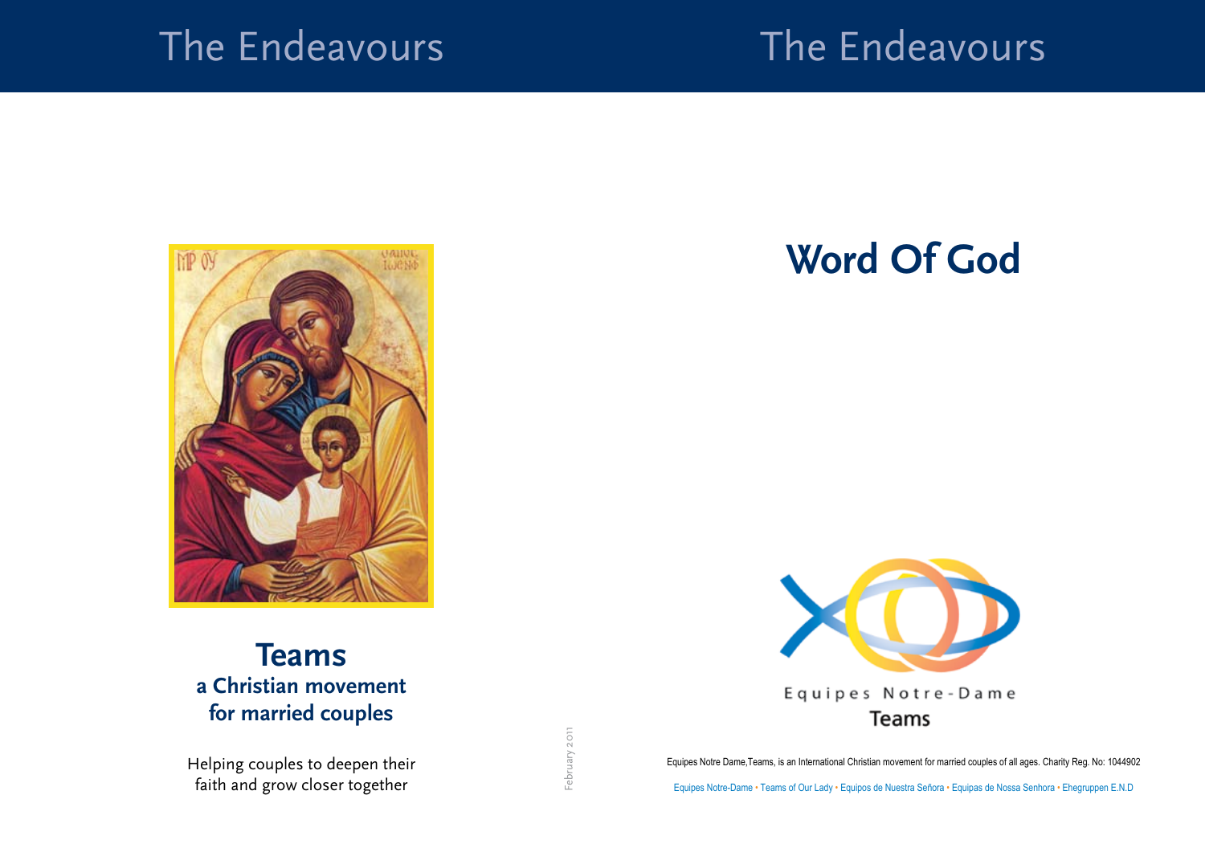# The Endeavours

## Teams
**a Christian movement for married couples**

Helping couples to deepen their faith and grow closer together

February 2011

# The Endeavours

## Word Of God

Equipes Notre-Dame
Teams

Equipes Notre Dame,Teams, is an International Christian movement for married couples of all ages. Charity Reg. No: 1044902

Equipes Notre-Dame • Teams of Our Lady • Equipos de Nuestra Señora • Equipas de Nossa Senhora • Ehegruppen E.N.D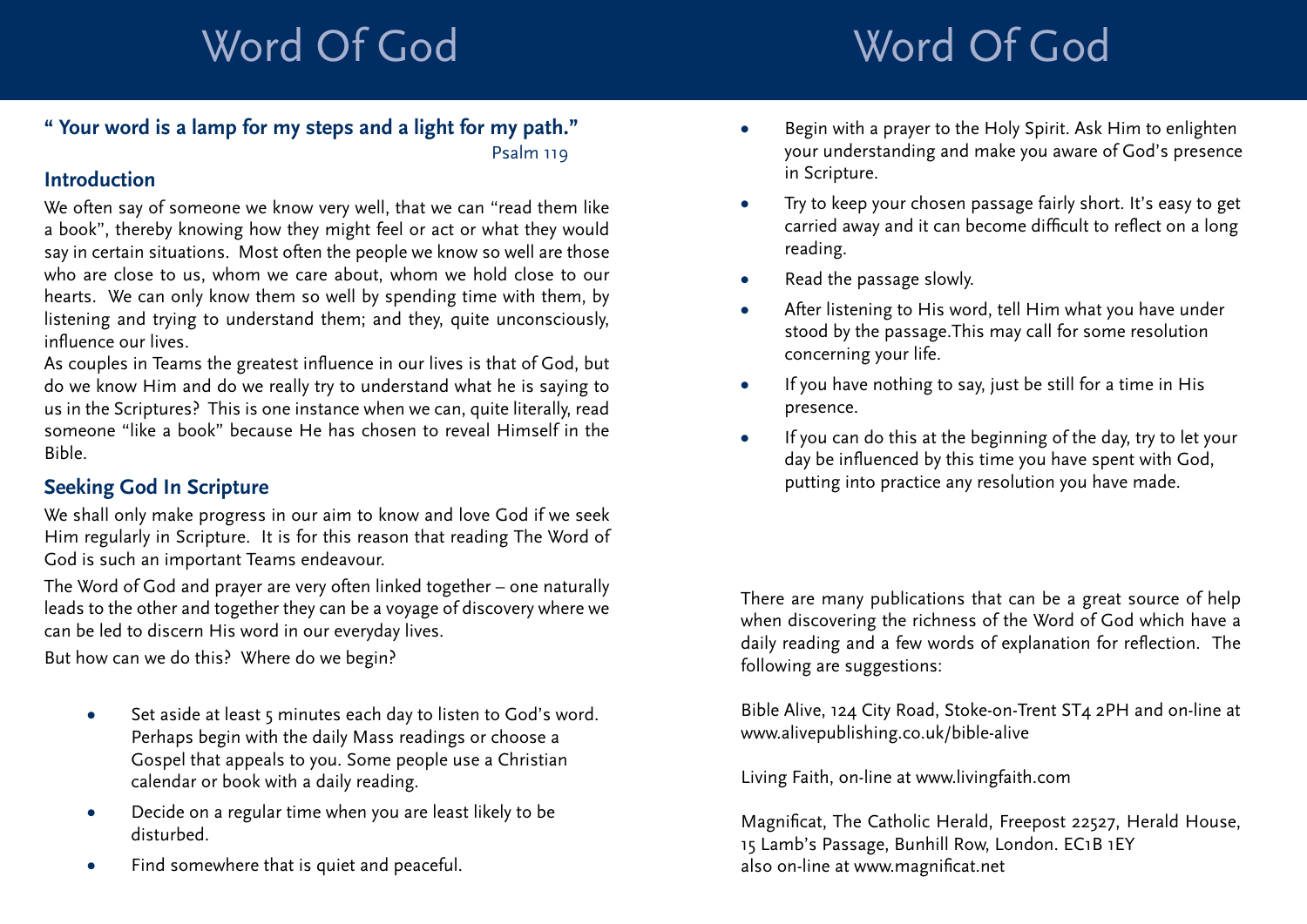# Word Of God

**" Your word is a lamp for my steps and a light for my path."**

Psalm 119

## Introduction

We often say of someone we know very well, that we can "read them like a book", thereby knowing how they might feel or act or what they would say in certain situations. Most often the people we know so well are those who are close to us, whom we care about, whom we hold close to our hearts. We can only know them so well by spending time with them, by listening and trying to understand them; and they, quite unconsciously, influence our lives.

As couples in Teams the greatest influence in our lives is that of God, but do we know Him and do we really try to understand what he is saying to us in the Scriptures? This is one instance when we can, quite literally, read someone "like a book" because He has chosen to reveal Himself in the Bible.

## Seeking God In Scripture

We shall only make progress in our aim to know and love God if we seek Him regularly in Scripture. It is for this reason that reading The Word of God is such an important Teams endeavour.

The Word of God and prayer are very often linked together – one naturally leads to the other and together they can be a voyage of discovery where we can be led to discern His word in our everyday lives.

But how can we do this? Where do we begin?

- Set aside at least 5 minutes each day to listen to God's word. Perhaps begin with the daily Mass readings or choose a Gospel that appeals to you. Some people use a Christian calendar or book with a daily reading.
- Decide on a regular time when you are least likely to be disturbed.
- Find somewhere that is quiet and peaceful.
- Begin with a prayer to the Holy Spirit. Ask Him to enlighten your understanding and make you aware of God's presence in Scripture.
- Try to keep your chosen passage fairly short. It's easy to get carried away and it can become difficult to reflect on a long reading.
- Read the passage slowly.
- After listening to His word, tell Him what you have under stood by the passage.This may call for some resolution concerning your life.
- If you have nothing to say, just be still for a time in His presence.
- If you can do this at the beginning of the day, try to let your day be influenced by this time you have spent with God, putting into practice any resolution you have made.

There are many publications that can be a great source of help when discovering the richness of the Word of God which have a daily reading and a few words of explanation for reflection. The following are suggestions:

Bible Alive, 124 City Road, Stoke-on-Trent ST4 2PH and on-line at www.alivepublishing.co.uk/bible-alive

Living Faith, on-line at www.livingfaith.com

Magnificat, The Catholic Herald, Freepost 22527, Herald House, 15 Lamb's Passage, Bunhill Row, London. EC1B 1EY
also on-line at www.magnificat.net